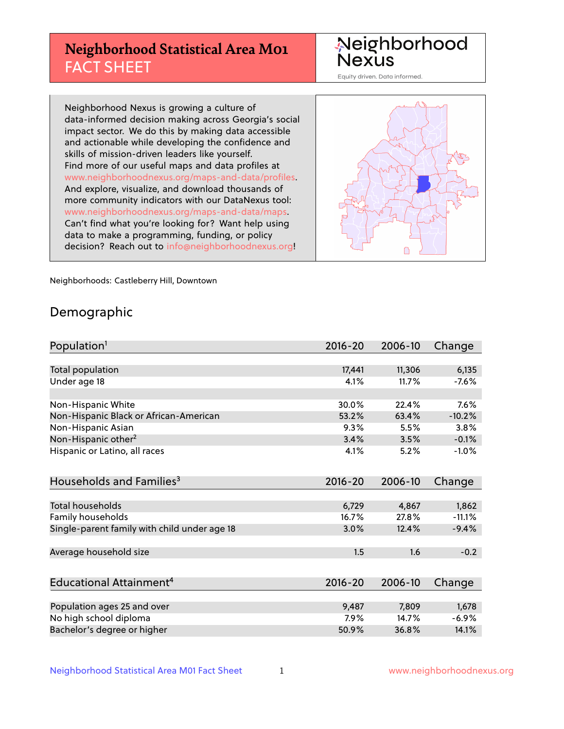# Neighborhood Statistical Area M01 FACT SHEET

Neighborhood Nexus

Equity driven. Data informed.

Neighborhood Nexus is growing a culture of data-informed decision making across Georgia's social impact sector. We do this by making data accessible and actionable while developing the confidence and skills of mission-driven leaders like yourself. Find more of our useful maps and data profiles at www.neighborhoodnexus.org/maps-and-data/profiles. And explore, visualize, and download thousands of more community indicators with our DataNexus tool: www.neighborhoodnexus.org/maps-and-data/maps. Can't find what you're looking for? Want help using data to make a programming, funding, or policy decision? Reach out to info@neighborhoodnexus.org!

Neighborhoods: Castleberry Hill, Downtown

## Demographic

| Population[1] | 2016-20 | 2006-10 | Change |
|---|---|---|---|
| Total population | 17,441 | 11,306 | 6,135 |
| Under age 18 | 4.1% | 11.7% | -7.6% |
| | | | |
| Non-Hispanic White | 30.0% | 22.4% | 7.6% |
| Non-Hispanic Black or African-American | 53.2% | 63.4% | -10.2% |
| Non-Hispanic Asian | 9.3% | 5.5% | 3.8% |
| Non-Hispanic other[2] | 3.4% | 3.5% | -0.1% |
| Hispanic or Latino, all races | 4.1% | 5.2% | -1.0% |

| Households and Families[3] | 2016-20 | 2006-10 | Change |
|---|---|---|---|
| Total households | 6,729 | 4,867 | 1,862 |
| Family households | 16.7% | 27.8% | -11.1% |
| Single-parent family with child under age 18 | 3.0% | 12.4% | -9.4% |
| | | | |
| Average household size | 1.5 | 1.6 | -0.2 |

| Educational Attainment[4] | 2016-20 | 2006-10 | Change |
|---|---|---|---|
| Population ages 25 and over | 9,487 | 7,809 | 1,678 |
| No high school diploma | 7.9% | 14.7% | -6.9% |
| Bachelor's degree or higher | 50.9% | 36.8% | 14.1% |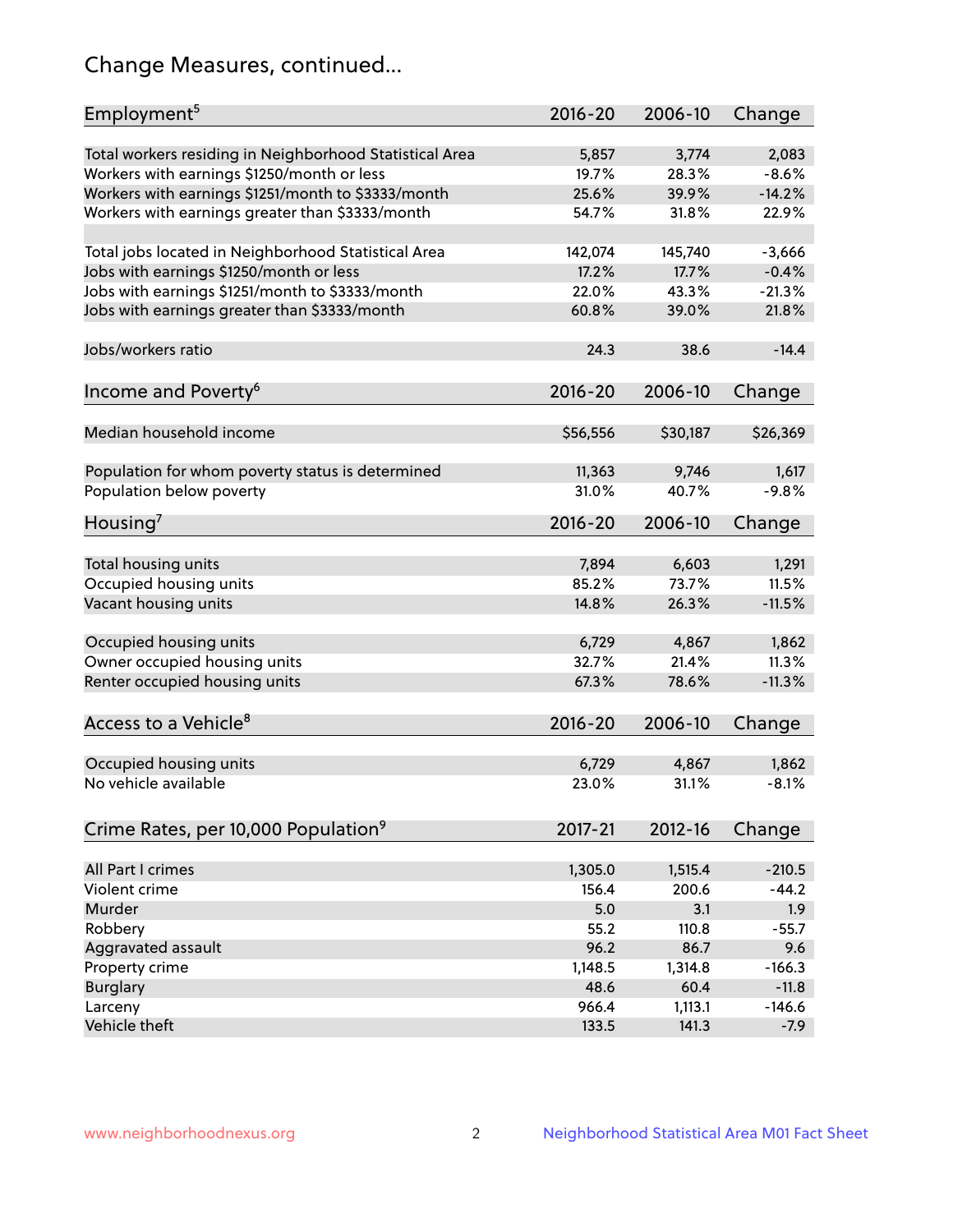## Change Measures, continued...

| Employment[5] | 2016-20 | 2006-10 | Change |
|---|---|---|---|
| Total workers residing in Neighborhood Statistical Area | 5,857 | 3,774 | 2,083 |
| Workers with earnings $1250/month or less | 19.7% | 28.3% | -8.6% |
| Workers with earnings $1251/month to $3333/month | 25.6% | 39.9% | -14.2% |
| Workers with earnings greater than $3333/month | 54.7% | 31.8% | 22.9% |
| | | | |
| Total jobs located in Neighborhood Statistical Area | 142,074 | 145,740 | -3,666 |
| Jobs with earnings $1250/month or less | 17.2% | 17.7% | -0.4% |
| Jobs with earnings $1251/month to $3333/month | 22.0% | 43.3% | -21.3% |
| Jobs with earnings greater than $3333/month | 60.8% | 39.0% | 21.8% |
| | | | |
| Jobs/workers ratio | 24.3 | 38.6 | -14.4 |

| Income and Poverty[6] | 2016-20 | 2006-10 | Change |
|---|---|---|---|
| Median household income | $56,556 | $30,187 | $26,369 |
| | | | |
| Population for whom poverty status is determined | 11,363 | 9,746 | 1,617 |
| Population below poverty | 31.0% | 40.7% | -9.8% |

| Housing[7] | 2016-20 | 2006-10 | Change |
|---|---|---|---|
| Total housing units | 7,894 | 6,603 | 1,291 |
| Occupied housing units | 85.2% | 73.7% | 11.5% |
| Vacant housing units | 14.8% | 26.3% | -11.5% |
| | | | |
| Occupied housing units | 6,729 | 4,867 | 1,862 |
| Owner occupied housing units | 32.7% | 21.4% | 11.3% |
| Renter occupied housing units | 67.3% | 78.6% | -11.3% |

| Access to a Vehicle[8] | 2016-20 | 2006-10 | Change |
|---|---|---|---|
| Occupied housing units | 6,729 | 4,867 | 1,862 |
| No vehicle available | 23.0% | 31.1% | -8.1% |

| Crime Rates, per 10,000 Population[9] | 2017-21 | 2012-16 | Change |
|---|---|---|---|
| All Part I crimes | 1,305.0 | 1,515.4 | -210.5 |
| Violent crime | 156.4 | 200.6 | -44.2 |
| Murder | 5.0 | 3.1 | 1.9 |
| Robbery | 55.2 | 110.8 | -55.7 |
| Aggravated assault | 96.2 | 86.7 | 9.6 |
| Property crime | 1,148.5 | 1,314.8 | -166.3 |
| Burglary | 48.6 | 60.4 | -11.8 |
| Larceny | 966.4 | 1,113.1 | -146.6 |
| Vehicle theft | 133.5 | 141.3 | -7.9 |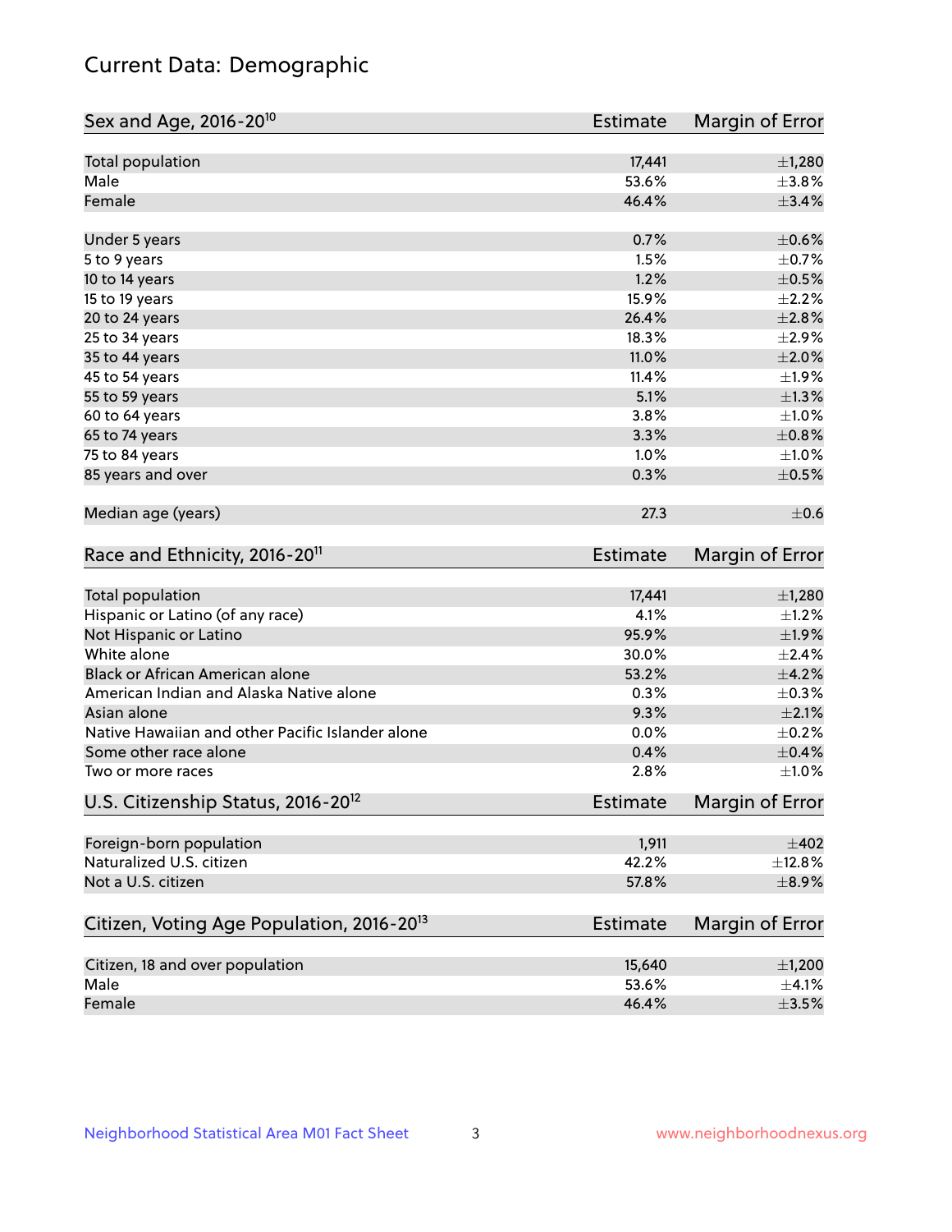# Current Data: Demographic

| Sex and Age, 2016-20[10] | Estimate | Margin of Error |
|---|---|---|
| Total population | 17,441 | ±1,280 |
| Male | 53.6% | ±3.8% |
| Female | 46.4% | ±3.4% |
| Under 5 years | 0.7% | ±0.6% |
| 5 to 9 years | 1.5% | ±0.7% |
| 10 to 14 years | 1.2% | ±0.5% |
| 15 to 19 years | 15.9% | ±2.2% |
| 20 to 24 years | 26.4% | ±2.8% |
| 25 to 34 years | 18.3% | ±2.9% |
| 35 to 44 years | 11.0% | ±2.0% |
| 45 to 54 years | 11.4% | ±1.9% |
| 55 to 59 years | 5.1% | ±1.3% |
| 60 to 64 years | 3.8% | ±1.0% |
| 65 to 74 years | 3.3% | ±0.8% |
| 75 to 84 years | 1.0% | ±1.0% |
| 85 years and over | 0.3% | ±0.5% |
| Median age (years) | 27.3 | ±0.6 |

| Race and Ethnicity, 2016-20[11] | Estimate | Margin of Error |
|---|---|---|
| Total population | 17,441 | ±1,280 |
| Hispanic or Latino (of any race) | 4.1% | ±1.2% |
| Not Hispanic or Latino | 95.9% | ±1.9% |
| White alone | 30.0% | ±2.4% |
| Black or African American alone | 53.2% | ±4.2% |
| American Indian and Alaska Native alone | 0.3% | ±0.3% |
| Asian alone | 9.3% | ±2.1% |
| Native Hawaiian and other Pacific Islander alone | 0.0% | ±0.2% |
| Some other race alone | 0.4% | ±0.4% |
| Two or more races | 2.8% | ±1.0% |

| U.S. Citizenship Status, 2016-20[12] | Estimate | Margin of Error |
|---|---|---|
| Foreign-born population | 1,911 | ±402 |
| Naturalized U.S. citizen | 42.2% | ±12.8% |
| Not a U.S. citizen | 57.8% | ±8.9% |

| Citizen, Voting Age Population, 2016-20[13] | Estimate | Margin of Error |
|---|---|---|
| Citizen, 18 and over population | 15,640 | ±1,200 |
| Male | 53.6% | ±4.1% |
| Female | 46.4% | ±3.5% |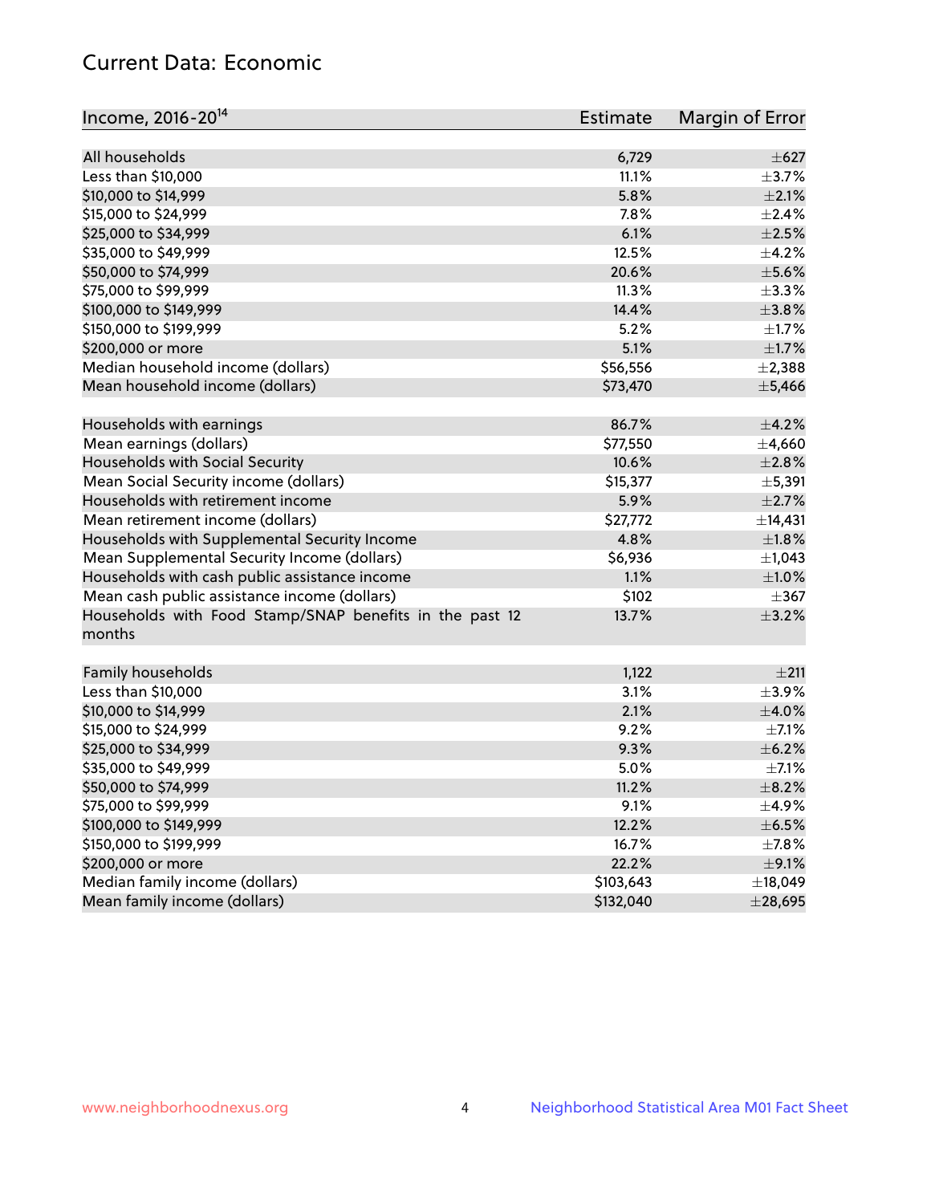## Current Data: Economic

| Income, 2016-20[14] | Estimate | Margin of Error |
|---|---|---|
| All households | 6,729 | ±627 |
| Less than $10,000 | 11.1% | ±3.7% |
| $10,000 to $14,999 | 5.8% | ±2.1% |
| $15,000 to $24,999 | 7.8% | ±2.4% |
| $25,000 to $34,999 | 6.1% | ±2.5% |
| $35,000 to $49,999 | 12.5% | ±4.2% |
| $50,000 to $74,999 | 20.6% | ±5.6% |
| $75,000 to $99,999 | 11.3% | ±3.3% |
| $100,000 to $149,999 | 14.4% | ±3.8% |
| $150,000 to $199,999 | 5.2% | ±1.7% |
| $200,000 or more | 5.1% | ±1.7% |
| Median household income (dollars) | $56,556 | ±2,388 |
| Mean household income (dollars) | $73,470 | ±5,466 |
| | | |
| Households with earnings | 86.7% | ±4.2% |
| Mean earnings (dollars) | $77,550 | ±4,660 |
| Households with Social Security | 10.6% | ±2.8% |
| Mean Social Security income (dollars) | $15,377 | ±5,391 |
| Households with retirement income | 5.9% | ±2.7% |
| Mean retirement income (dollars) | $27,772 | ±14,431 |
| Households with Supplemental Security Income | 4.8% | ±1.8% |
| Mean Supplemental Security Income (dollars) | $6,936 | ±1,043 |
| Households with cash public assistance income | 1.1% | ±1.0% |
| Mean cash public assistance income (dollars) | $102 | ±367 |
| Households with Food Stamp/SNAP benefits in the past 12 months | 13.7% | ±3.2% |
| | | |
| Family households | 1,122 | ±211 |
| Less than $10,000 | 3.1% | ±3.9% |
| $10,000 to $14,999 | 2.1% | ±4.0% |
| $15,000 to $24,999 | 9.2% | ±7.1% |
| $25,000 to $34,999 | 9.3% | ±6.2% |
| $35,000 to $49,999 | 5.0% | ±7.1% |
| $50,000 to $74,999 | 11.2% | ±8.2% |
| $75,000 to $99,999 | 9.1% | ±4.9% |
| $100,000 to $149,999 | 12.2% | ±6.5% |
| $150,000 to $199,999 | 16.7% | ±7.8% |
| $200,000 or more | 22.2% | ±9.1% |
| Median family income (dollars) | $103,643 | ±18,049 |
| Mean family income (dollars) | $132,040 | ±28,695 |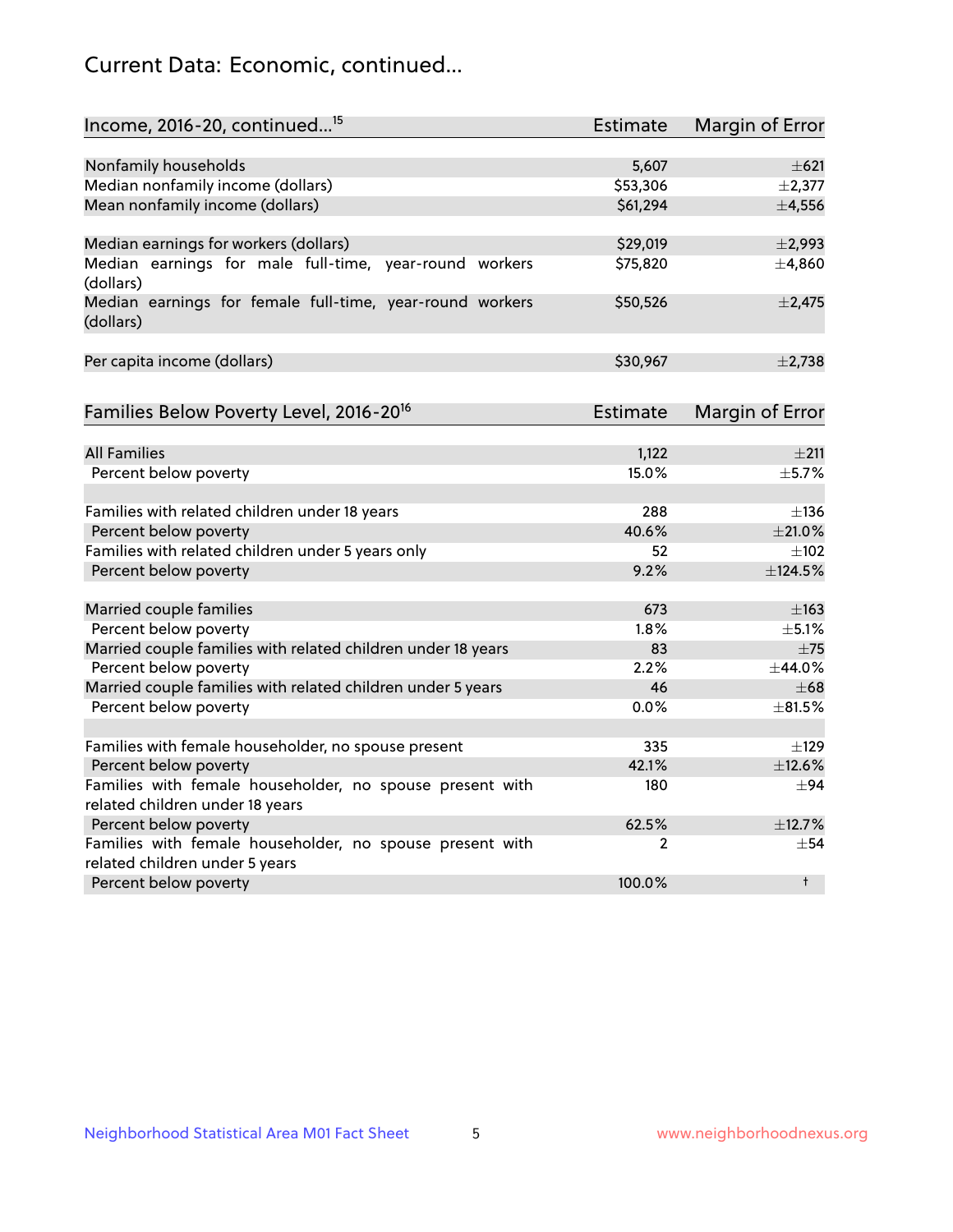## Current Data: Economic, continued...

| Income, 2016-20, continued...[15] | Estimate | Margin of Error |
| --- | --- | --- |
| Nonfamily households | 5,607 | ±621 |
| Median nonfamily income (dollars) | $53,306 | ±2,377 |
| Mean nonfamily income (dollars) | $61,294 | ±4,556 |
| | | |
| Median earnings for workers (dollars) | $29,019 | ±2,993 |
| Median earnings for male full-time, year-round workers (dollars) | $75,820 | ±4,860 |
| Median earnings for female full-time, year-round workers (dollars) | $50,526 | ±2,475 |
| | | |
| Per capita income (dollars) | $30,967 | ±2,738 |

| Families Below Poverty Level, 2016-20[16] | Estimate | Margin of Error |
| --- | --- | --- |
| All Families | 1,122 | ±211 |
| Percent below poverty | 15.0% | ±5.7% |
| | | |
| Families with related children under 18 years | 288 | ±136 |
| Percent below poverty | 40.6% | ±21.0% |
| Families with related children under 5 years only | 52 | ±102 |
| Percent below poverty | 9.2% | ±124.5% |
| | | |
| Married couple families | 673 | ±163 |
| Percent below poverty | 1.8% | ±5.1% |
| Married couple families with related children under 18 years | 83 | ±75 |
| Percent below poverty | 2.2% | ±44.0% |
| Married couple families with related children under 5 years | 46 | ±68 |
| Percent below poverty | 0.0% | ±81.5% |
| | | |
| Families with female householder, no spouse present | 335 | ±129 |
| Percent below poverty | 42.1% | ±12.6% |
| Families with female householder, no spouse present with related children under 18 years | 180 | ±94 |
| Percent below poverty | 62.5% | ±12.7% |
| Families with female householder, no spouse present with related children under 5 years | 2 | ±54 |
| Percent below poverty | 100.0% | † |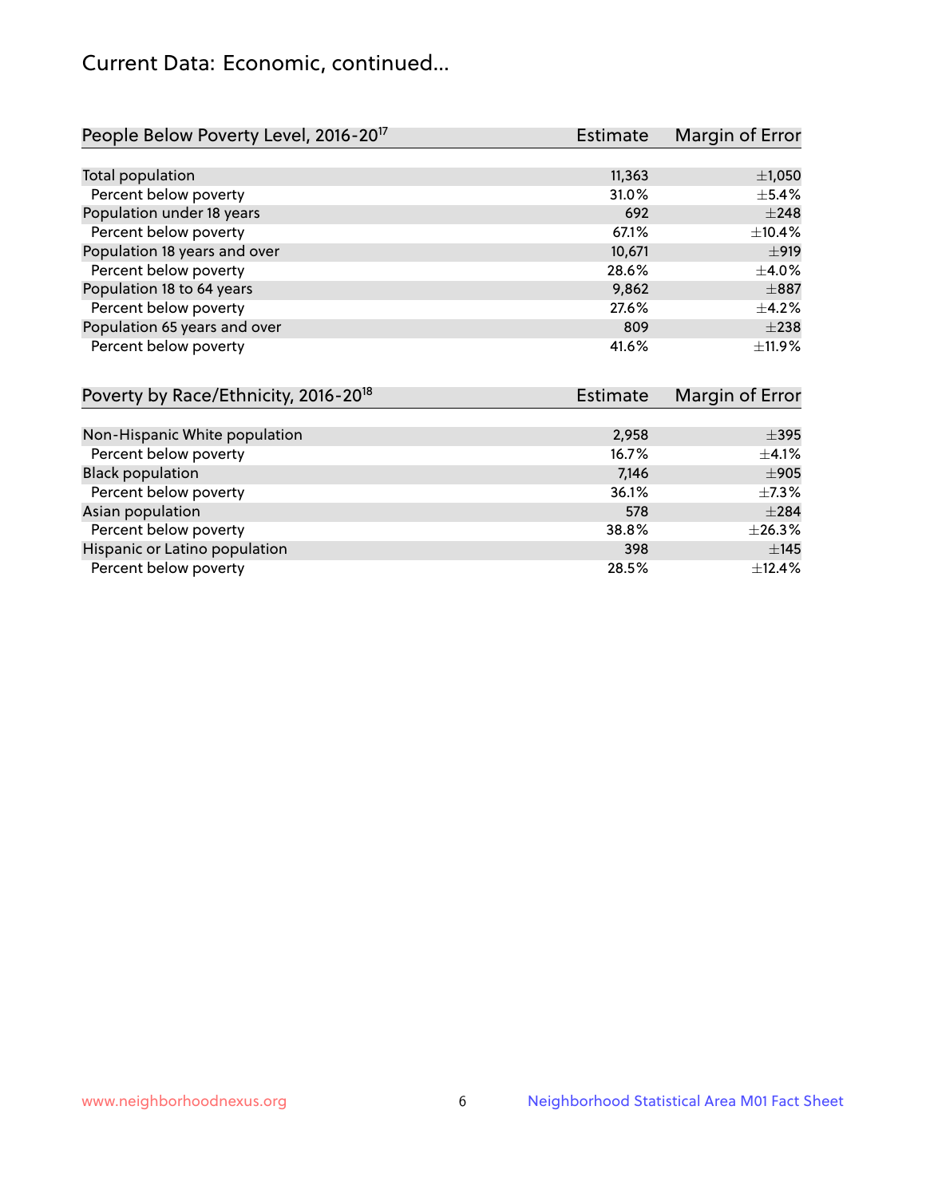## Current Data: Economic, continued...

| People Below Poverty Level, 2016-20[17] | Estimate | Margin of Error |
|---|---|---|
| Total population | 11,363 | ±1,050 |
| Percent below poverty | 31.0% | ±5.4% |
| Population under 18 years | 692 | ±248 |
| Percent below poverty | 67.1% | ±10.4% |
| Population 18 years and over | 10,671 | ±919 |
| Percent below poverty | 28.6% | ±4.0% |
| Population 18 to 64 years | 9,862 | ±887 |
| Percent below poverty | 27.6% | ±4.2% |
| Population 65 years and over | 809 | ±238 |
| Percent below poverty | 41.6% | ±11.9% |

| Poverty by Race/Ethnicity, 2016-20[18] | Estimate | Margin of Error |
|---|---|---|
| Non-Hispanic White population | 2,958 | ±395 |
| Percent below poverty | 16.7% | ±4.1% |
| Black population | 7,146 | ±905 |
| Percent below poverty | 36.1% | ±7.3% |
| Asian population | 578 | ±284 |
| Percent below poverty | 38.8% | ±26.3% |
| Hispanic or Latino population | 398 | ±145 |
| Percent below poverty | 28.5% | ±12.4% |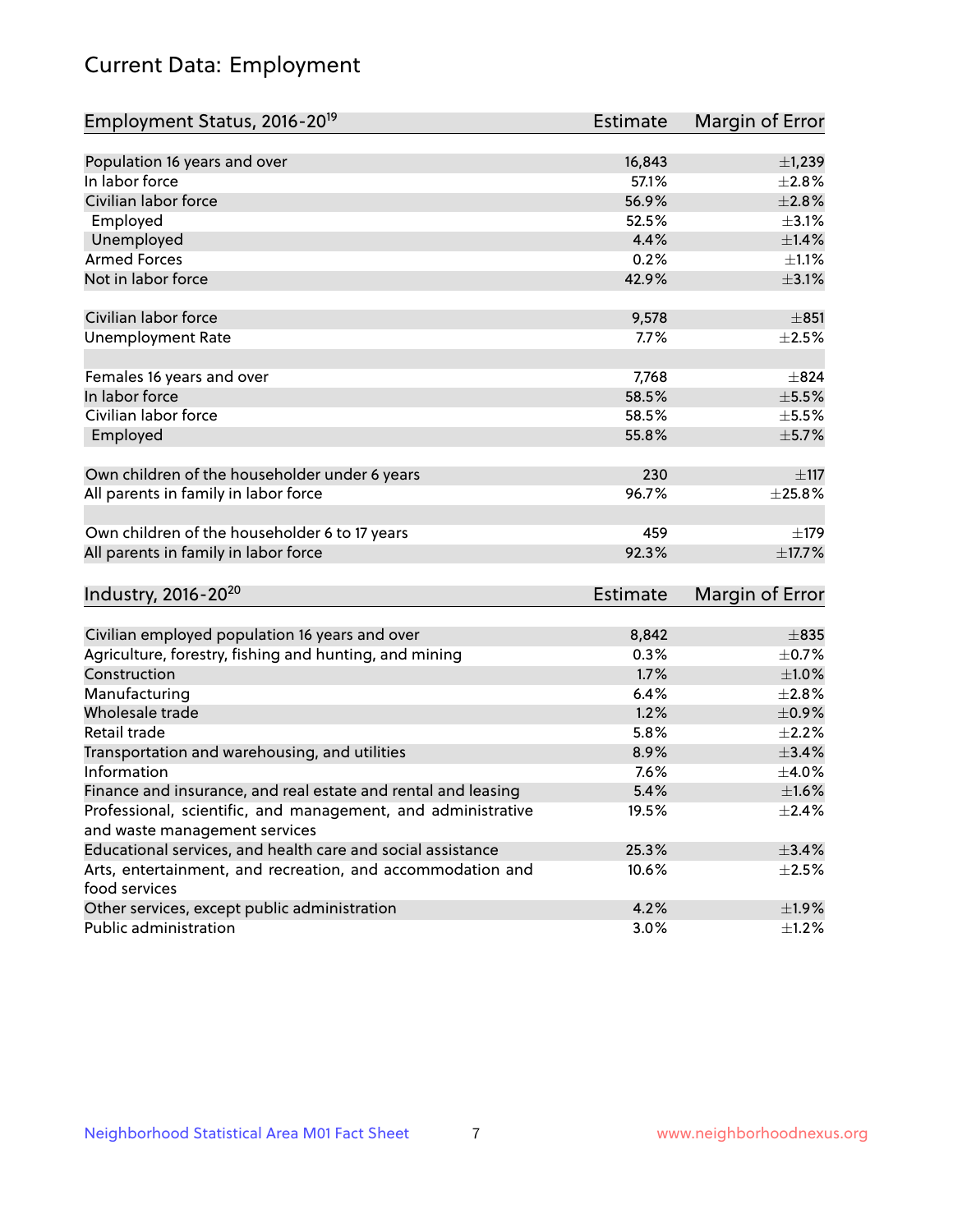# Current Data: Employment

| Employment Status, 2016-20[19] | Estimate | Margin of Error |
|---|---|---|
| Population 16 years and over | 16,843 | ±1,239 |
| In labor force | 57.1% | ±2.8% |
| Civilian labor force | 56.9% | ±2.8% |
| Employed | 52.5% | ±3.1% |
| Unemployed | 4.4% | ±1.4% |
| Armed Forces | 0.2% | ±1.1% |
| Not in labor force | 42.9% | ±3.1% |
| | | |
| Civilian labor force | 9,578 | ±851 |
| Unemployment Rate | 7.7% | ±2.5% |
| | | |
| Females 16 years and over | 7,768 | ±824 |
| In labor force | 58.5% | ±5.5% |
| Civilian labor force | 58.5% | ±5.5% |
| Employed | 55.8% | ±5.7% |
| | | |
| Own children of the householder under 6 years | 230 | ±117 |
| All parents in family in labor force | 96.7% | ±25.8% |
| | | |
| Own children of the householder 6 to 17 years | 459 | ±179 |
| All parents in family in labor force | 92.3% | ±17.7% |

| Industry, 2016-20[20] | Estimate | Margin of Error |
|---|---|---|
| Civilian employed population 16 years and over | 8,842 | ±835 |
| Agriculture, forestry, fishing and hunting, and mining | 0.3% | ±0.7% |
| Construction | 1.7% | ±1.0% |
| Manufacturing | 6.4% | ±2.8% |
| Wholesale trade | 1.2% | ±0.9% |
| Retail trade | 5.8% | ±2.2% |
| Transportation and warehousing, and utilities | 8.9% | ±3.4% |
| Information | 7.6% | ±4.0% |
| Finance and insurance, and real estate and rental and leasing | 5.4% | ±1.6% |
| Professional, scientific, and management, and administrative and waste management services | 19.5% | ±2.4% |
| Educational services, and health care and social assistance | 25.3% | ±3.4% |
| Arts, entertainment, and recreation, and accommodation and food services | 10.6% | ±2.5% |
| Other services, except public administration | 4.2% | ±1.9% |
| Public administration | 3.0% | ±1.2% |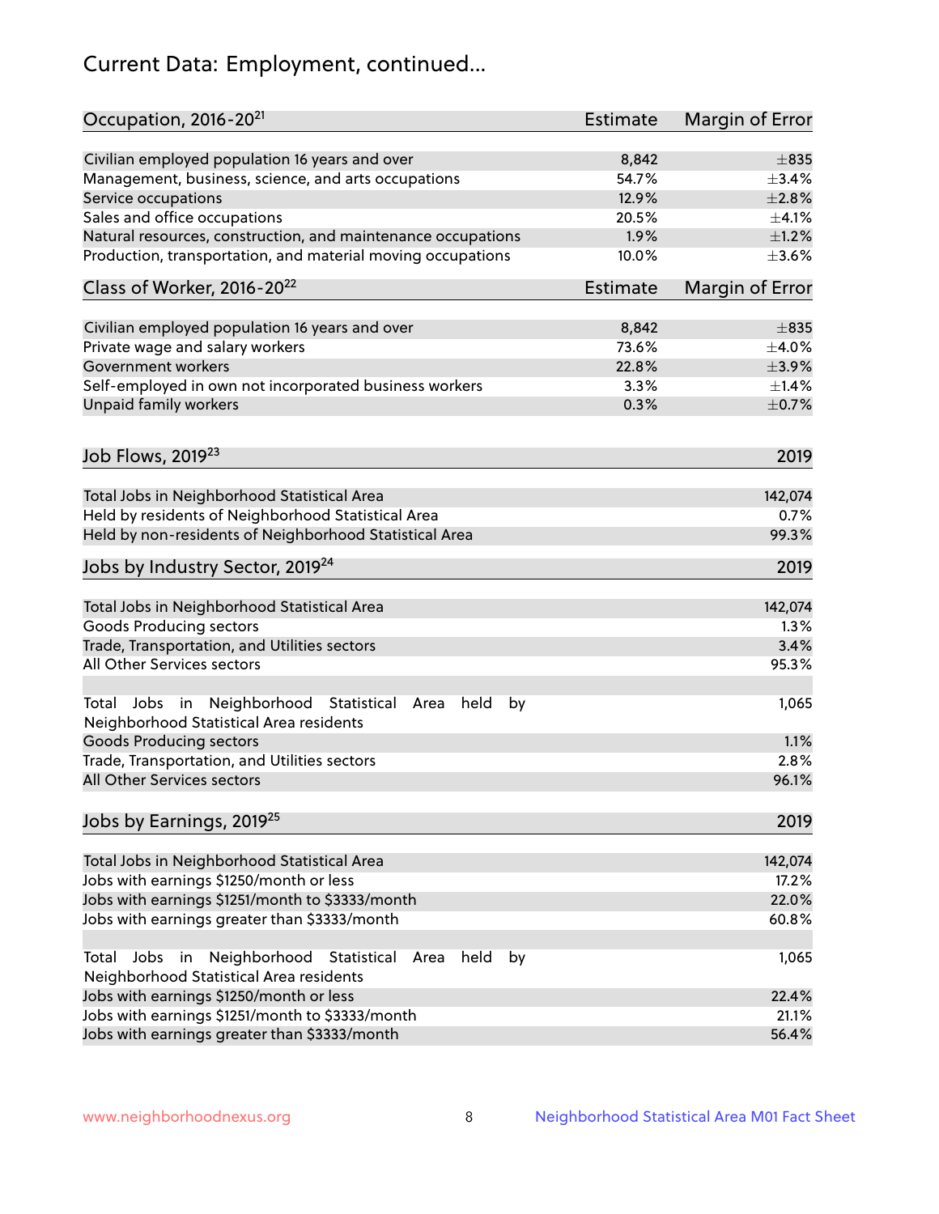# Current Data: Employment, continued...

| Occupation, 2016-20[21] | Estimate | Margin of Error |
|---|---|---|
| Civilian employed population 16 years and over | 8,842 | ±835 |
| Management, business, science, and arts occupations | 54.7% | ±3.4% |
| Service occupations | 12.9% | ±2.8% |
| Sales and office occupations | 20.5% | ±4.1% |
| Natural resources, construction, and maintenance occupations | 1.9% | ±1.2% |
| Production, transportation, and material moving occupations | 10.0% | ±3.6% |

| Class of Worker, 2016-20[22] | Estimate | Margin of Error |
|---|---|---|
| Civilian employed population 16 years and over | 8,842 | ±835 |
| Private wage and salary workers | 73.6% | ±4.0% |
| Government workers | 22.8% | ±3.9% |
| Self-employed in own not incorporated business workers | 3.3% | ±1.4% |
| Unpaid family workers | 0.3% | ±0.7% |

| Job Flows, 2019[23] | 2019 |
|---|---|
| Total Jobs in Neighborhood Statistical Area | 142,074 |
| Held by residents of Neighborhood Statistical Area | 0.7% |
| Held by non-residents of Neighborhood Statistical Area | 99.3% |

| Jobs by Industry Sector, 2019[24] | 2019 |
|---|---|
| Total Jobs in Neighborhood Statistical Area | 142,074 |
| Goods Producing sectors | 1.3% |
| Trade, Transportation, and Utilities sectors | 3.4% |
| All Other Services sectors | 95.3% |
| Total Jobs in Neighborhood Statistical Area held by Neighborhood Statistical Area residents | 1,065 |
| Goods Producing sectors | 1.1% |
| Trade, Transportation, and Utilities sectors | 2.8% |
| All Other Services sectors | 96.1% |

| Jobs by Earnings, 2019[25] | 2019 |
|---|---|
| Total Jobs in Neighborhood Statistical Area | 142,074 |
| Jobs with earnings \$1250/month or less | 17.2% |
| Jobs with earnings \$1251/month to \$3333/month | 22.0% |
| Jobs with earnings greater than \$3333/month | 60.8% |
| Total Jobs in Neighborhood Statistical Area held by Neighborhood Statistical Area residents | 1,065 |
| Jobs with earnings \$1250/month or less | 22.4% |
| Jobs with earnings \$1251/month to \$3333/month | 21.1% |
| Jobs with earnings greater than \$3333/month | 56.4% |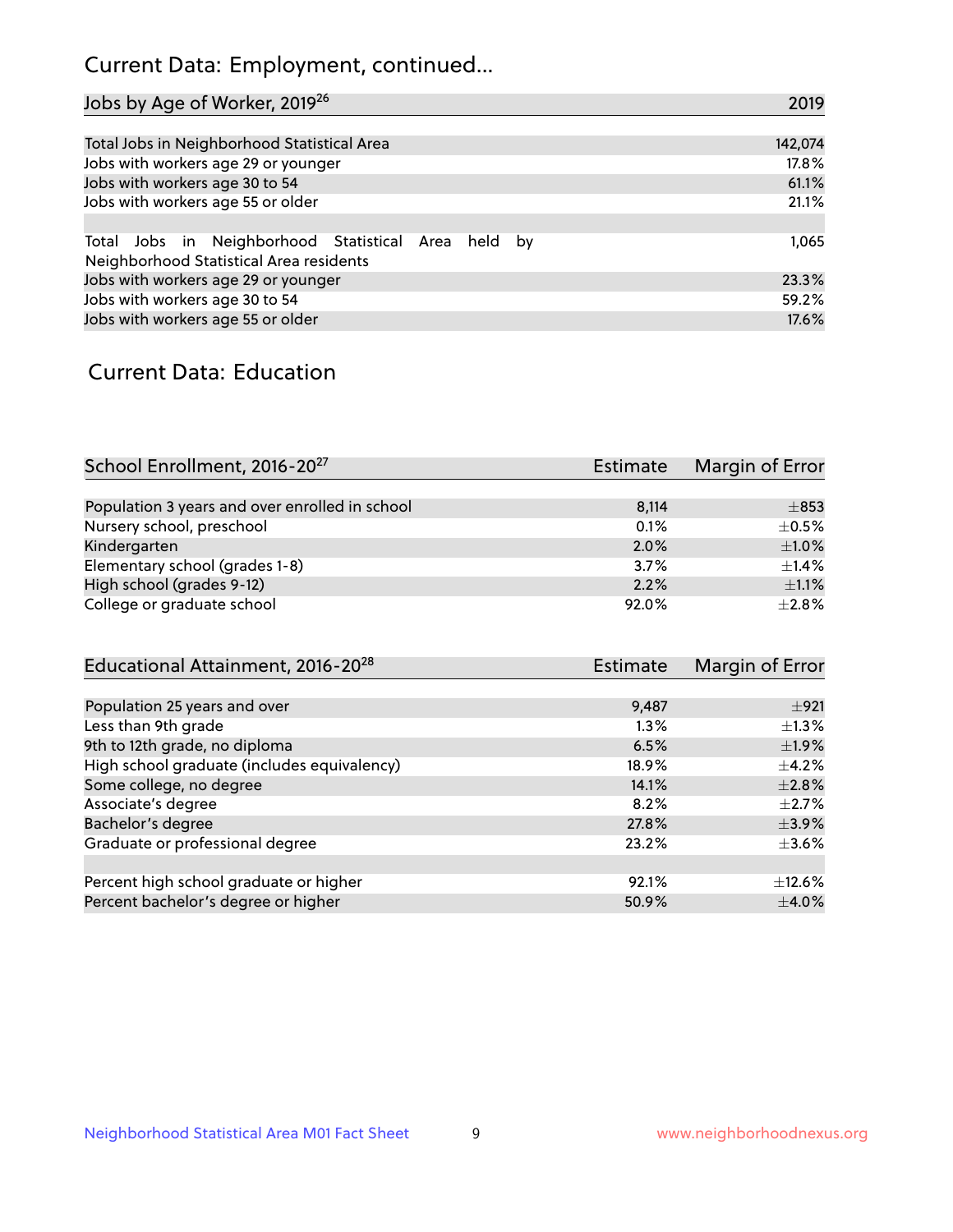## Current Data: Employment, continued...

| Jobs by Age of Worker, 2019[26] | 2019 |
| --- | --- |
| Total Jobs in Neighborhood Statistical Area | 142,074 |
| Jobs with workers age 29 or younger | 17.8% |
| Jobs with workers age 30 to 54 | 61.1% |
| Jobs with workers age 55 or older | 21.1% |
| | |
| Total Jobs in Neighborhood Statistical Area held by Neighborhood Statistical Area residents | 1,065 |
| Jobs with workers age 29 or younger | 23.3% |
| Jobs with workers age 30 to 54 | 59.2% |
| Jobs with workers age 55 or older | 17.6% |

## Current Data: Education

| School Enrollment, 2016-20[27] | Estimate | Margin of Error |
| --- | --- | --- |
| Population 3 years and over enrolled in school | 8,114 | ±853 |
| Nursery school, preschool | 0.1% | ±0.5% |
| Kindergarten | 2.0% | ±1.0% |
| Elementary school (grades 1-8) | 3.7% | ±1.4% |
| High school (grades 9-12) | 2.2% | ±1.1% |
| College or graduate school | 92.0% | ±2.8% |

| Educational Attainment, 2016-20[28] | Estimate | Margin of Error |
| --- | --- | --- |
| Population 25 years and over | 9,487 | ±921 |
| Less than 9th grade | 1.3% | ±1.3% |
| 9th to 12th grade, no diploma | 6.5% | ±1.9% |
| High school graduate (includes equivalency) | 18.9% | ±4.2% |
| Some college, no degree | 14.1% | ±2.8% |
| Associate's degree | 8.2% | ±2.7% |
| Bachelor's degree | 27.8% | ±3.9% |
| Graduate or professional degree | 23.2% | ±3.6% |
| | | |
| Percent high school graduate or higher | 92.1% | ±12.6% |
| Percent bachelor's degree or higher | 50.9% | ±4.0% |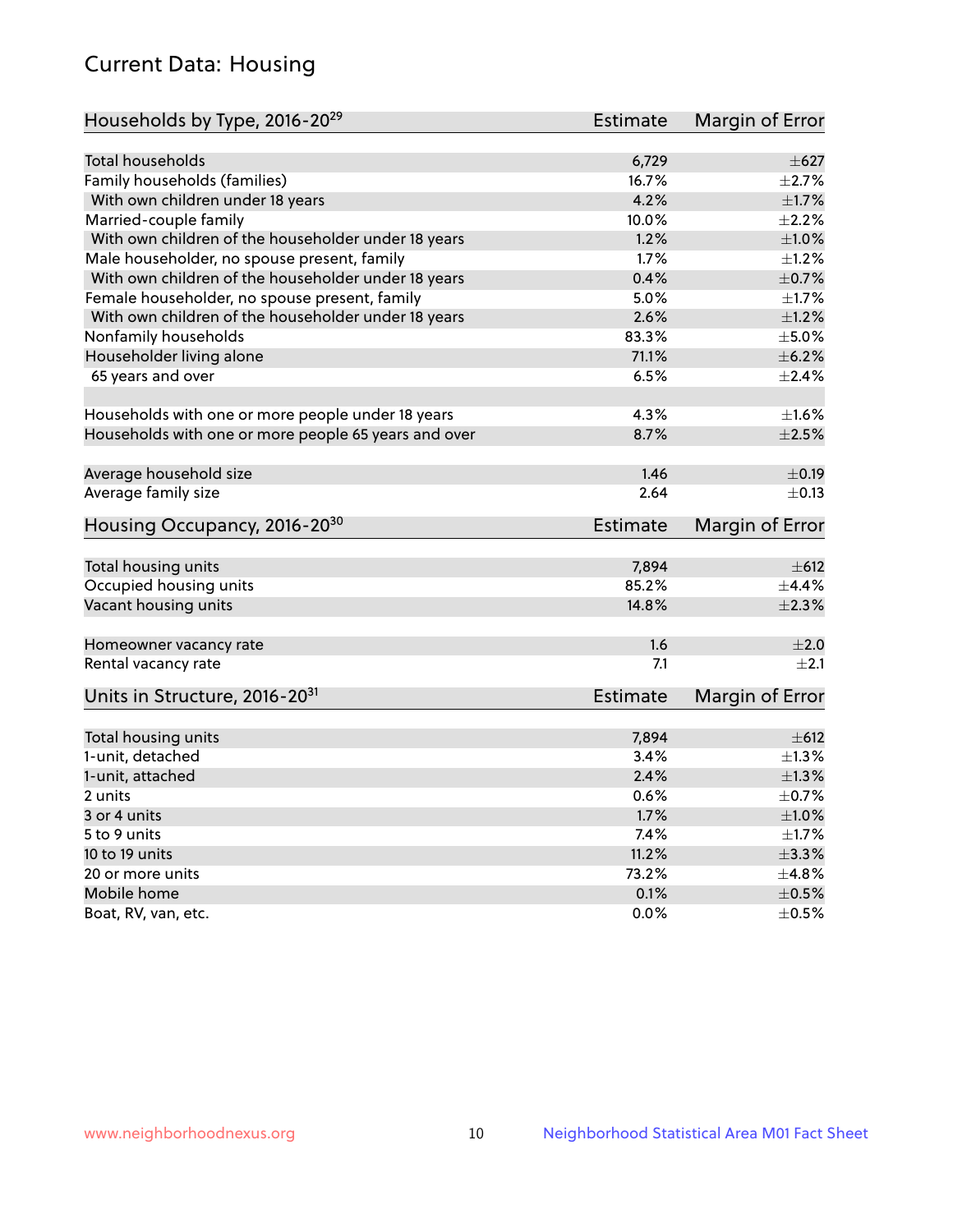## Current Data: Housing

| Households by Type, 2016-20[29] | Estimate | Margin of Error |
|---|---|---|
| Total households | 6,729 | ±627 |
| Family households (families) | 16.7% | ±2.7% |
| With own children under 18 years | 4.2% | ±1.7% |
| Married-couple family | 10.0% | ±2.2% |
| With own children of the householder under 18 years | 1.2% | ±1.0% |
| Male householder, no spouse present, family | 1.7% | ±1.2% |
| With own children of the householder under 18 years | 0.4% | ±0.7% |
| Female householder, no spouse present, family | 5.0% | ±1.7% |
| With own children of the householder under 18 years | 2.6% | ±1.2% |
| Nonfamily households | 83.3% | ±5.0% |
| Householder living alone | 71.1% | ±6.2% |
| 65 years and over | 6.5% | ±2.4% |
| | | |
| Households with one or more people under 18 years | 4.3% | ±1.6% |
| Households with one or more people 65 years and over | 8.7% | ±2.5% |
| | | |
| Average household size | 1.46 | ±0.19 |
| Average family size | 2.64 | ±0.13 |

| Housing Occupancy, 2016-20[30] | Estimate | Margin of Error |
|---|---|---|
| Total housing units | 7,894 | ±612 |
| Occupied housing units | 85.2% | ±4.4% |
| Vacant housing units | 14.8% | ±2.3% |
| | | |
| Homeowner vacancy rate | 1.6 | ±2.0 |
| Rental vacancy rate | 7.1 | ±2.1 |

| Units in Structure, 2016-20[31] | Estimate | Margin of Error |
|---|---|---|
| Total housing units | 7,894 | ±612 |
| 1-unit, detached | 3.4% | ±1.3% |
| 1-unit, attached | 2.4% | ±1.3% |
| 2 units | 0.6% | ±0.7% |
| 3 or 4 units | 1.7% | ±1.0% |
| 5 to 9 units | 7.4% | ±1.7% |
| 10 to 19 units | 11.2% | ±3.3% |
| 20 or more units | 73.2% | ±4.8% |
| Mobile home | 0.1% | ±0.5% |
| Boat, RV, van, etc. | 0.0% | ±0.5% |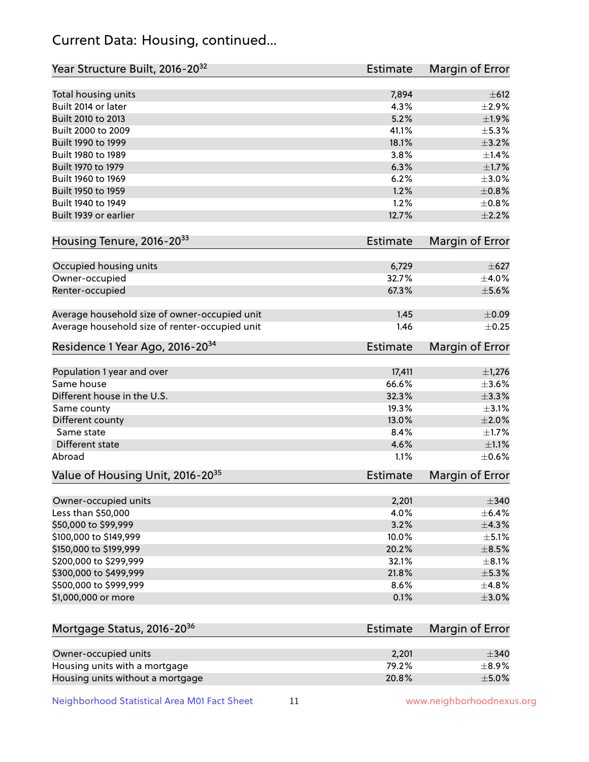## Current Data: Housing, continued...

| Year Structure Built, 2016-20[32] | Estimate | Margin of Error |
|---|---|---|
| Total housing units | 7,894 | ±612 |
| Built 2014 or later | 4.3% | ±2.9% |
| Built 2010 to 2013 | 5.2% | ±1.9% |
| Built 2000 to 2009 | 41.1% | ±5.3% |
| Built 1990 to 1999 | 18.1% | ±3.2% |
| Built 1980 to 1989 | 3.8% | ±1.4% |
| Built 1970 to 1979 | 6.3% | ±1.7% |
| Built 1960 to 1969 | 6.2% | ±3.0% |
| Built 1950 to 1959 | 1.2% | ±0.8% |
| Built 1940 to 1949 | 1.2% | ±0.8% |
| Built 1939 or earlier | 12.7% | ±2.2% |

| Housing Tenure, 2016-20[33] | Estimate | Margin of Error |
|---|---|---|
| Occupied housing units | 6,729 | ±627 |
| Owner-occupied | 32.7% | ±4.0% |
| Renter-occupied | 67.3% | ±5.6% |
| Average household size of owner-occupied unit | 1.45 | ±0.09 |
| Average household size of renter-occupied unit | 1.46 | ±0.25 |

| Residence 1 Year Ago, 2016-20[34] | Estimate | Margin of Error |
|---|---|---|
| Population 1 year and over | 17,411 | ±1,276 |
| Same house | 66.6% | ±3.6% |
| Different house in the U.S. | 32.3% | ±3.3% |
| Same county | 19.3% | ±3.1% |
| Different county | 13.0% | ±2.0% |
| Same state | 8.4% | ±1.7% |
| Different state | 4.6% | ±1.1% |
| Abroad | 1.1% | ±0.6% |

| Value of Housing Unit, 2016-20[35] | Estimate | Margin of Error |
|---|---|---|
| Owner-occupied units | 2,201 | ±340 |
| Less than $50,000 | 4.0% | ±6.4% |
| $50,000 to $99,999 | 3.2% | ±4.3% |
| $100,000 to $149,999 | 10.0% | ±5.1% |
| $150,000 to $199,999 | 20.2% | ±8.5% |
| $200,000 to $299,999 | 32.1% | ±8.1% |
| $300,000 to $499,999 | 21.8% | ±5.3% |
| $500,000 to $999,999 | 8.6% | ±4.8% |
| $1,000,000 or more | 0.1% | ±3.0% |

| Mortgage Status, 2016-20[36] | Estimate | Margin of Error |
|---|---|---|
| Owner-occupied units | 2,201 | ±340 |
| Housing units with a mortgage | 79.2% | ±8.9% |
| Housing units without a mortgage | 20.8% | ±5.0% |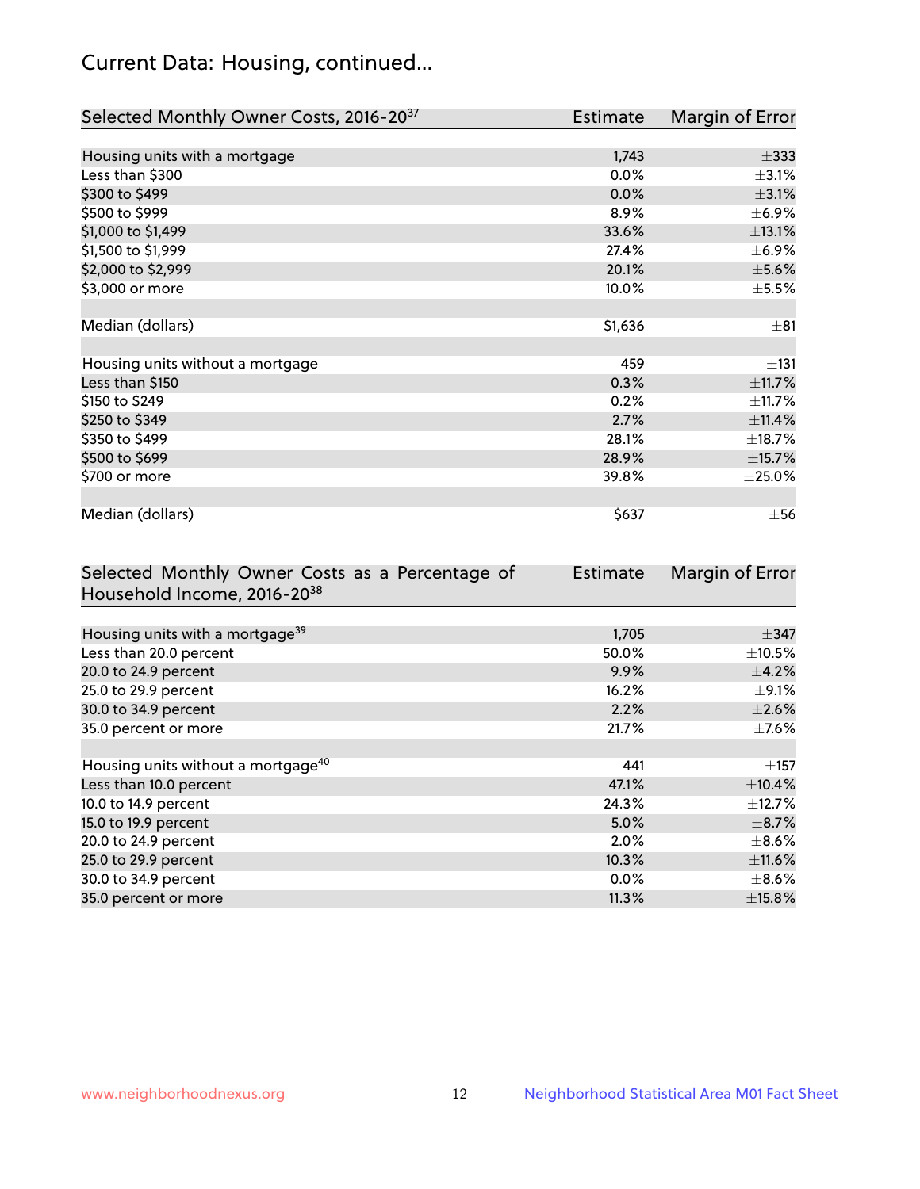# Current Data: Housing, continued...

| Selected Monthly Owner Costs, 2016-20[37] | Estimate | Margin of Error |
|---|---|---|
| Housing units with a mortgage | 1,743 | ±333 |
| Less than $300 | 0.0% | ±3.1% |
| $300 to $499 | 0.0% | ±3.1% |
| $500 to $999 | 8.9% | ±6.9% |
| $1,000 to $1,499 | 33.6% | ±13.1% |
| $1,500 to $1,999 | 27.4% | ±6.9% |
| $2,000 to $2,999 | 20.1% | ±5.6% |
| $3,000 or more | 10.0% | ±5.5% |
| | | |
| Median (dollars) | $1,636 | ±81 |
| | | |
| Housing units without a mortgage | 459 | ±131 |
| Less than $150 | 0.3% | ±11.7% |
| $150 to $249 | 0.2% | ±11.7% |
| $250 to $349 | 2.7% | ±11.4% |
| $350 to $499 | 28.1% | ±18.7% |
| $500 to $699 | 28.9% | ±15.7% |
| $700 or more | 39.8% | ±25.0% |
| | | |
| Median (dollars) | $637 | ±56 |

| Selected Monthly Owner Costs as a Percentage of Household Income, 2016-20[38] | Estimate | Margin of Error |
|---|---|---|
| Housing units with a mortgage[39] | 1,705 | ±347 |
| Less than 20.0 percent | 50.0% | ±10.5% |
| 20.0 to 24.9 percent | 9.9% | ±4.2% |
| 25.0 to 29.9 percent | 16.2% | ±9.1% |
| 30.0 to 34.9 percent | 2.2% | ±2.6% |
| 35.0 percent or more | 21.7% | ±7.6% |
| | | |
| Housing units without a mortgage[40] | 441 | ±157 |
| Less than 10.0 percent | 47.1% | ±10.4% |
| 10.0 to 14.9 percent | 24.3% | ±12.7% |
| 15.0 to 19.9 percent | 5.0% | ±8.7% |
| 20.0 to 24.9 percent | 2.0% | ±8.6% |
| 25.0 to 29.9 percent | 10.3% | ±11.6% |
| 30.0 to 34.9 percent | 0.0% | ±8.6% |
| 35.0 percent or more | 11.3% | ±15.8% |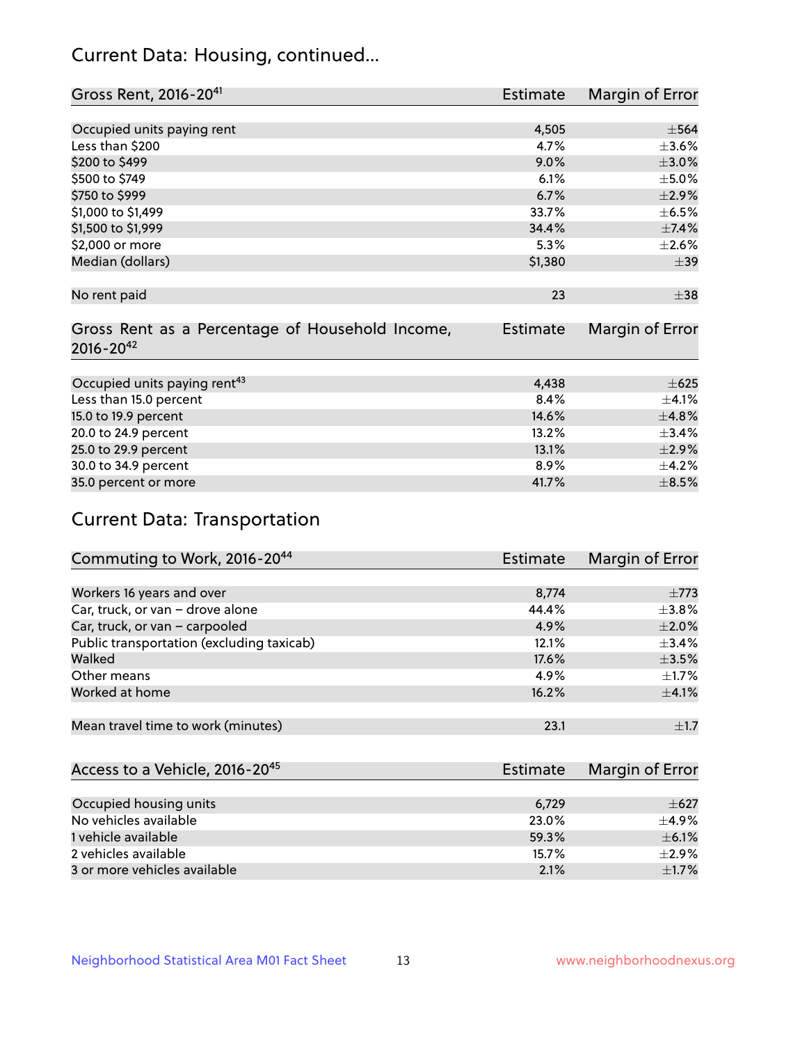## Current Data: Housing, continued...

| Gross Rent, 2016-20[41] | Estimate | Margin of Error |
|---|---|---|
| Occupied units paying rent | 4,505 | ±564 |
| Less than $200 | 4.7% | ±3.6% |
| $200 to $499 | 9.0% | ±3.0% |
| $500 to $749 | 6.1% | ±5.0% |
| $750 to $999 | 6.7% | ±2.9% |
| $1,000 to $1,499 | 33.7% | ±6.5% |
| $1,500 to $1,999 | 34.4% | ±7.4% |
| $2,000 or more | 5.3% | ±2.6% |
| Median (dollars) | $1,380 | ±39 |
| No rent paid | 23 | ±38 |

| Gross Rent as a Percentage of Household Income, 2016-20[42] | Estimate | Margin of Error |
|---|---|---|
| Occupied units paying rent[43] | 4,438 | ±625 |
| Less than 15.0 percent | 8.4% | ±4.1% |
| 15.0 to 19.9 percent | 14.6% | ±4.8% |
| 20.0 to 24.9 percent | 13.2% | ±3.4% |
| 25.0 to 29.9 percent | 13.1% | ±2.9% |
| 30.0 to 34.9 percent | 8.9% | ±4.2% |
| 35.0 percent or more | 41.7% | ±8.5% |

## Current Data: Transportation

| Commuting to Work, 2016-20[44] | Estimate | Margin of Error |
|---|---|---|
| Workers 16 years and over | 8,774 | ±773 |
| Car, truck, or van – drove alone | 44.4% | ±3.8% |
| Car, truck, or van – carpooled | 4.9% | ±2.0% |
| Public transportation (excluding taxicab) | 12.1% | ±3.4% |
| Walked | 17.6% | ±3.5% |
| Other means | 4.9% | ±1.7% |
| Worked at home | 16.2% | ±4.1% |
| Mean travel time to work (minutes) | 23.1 | ±1.7 |

| Access to a Vehicle, 2016-20[45] | Estimate | Margin of Error |
|---|---|---|
| Occupied housing units | 6,729 | ±627 |
| No vehicles available | 23.0% | ±4.9% |
| 1 vehicle available | 59.3% | ±6.1% |
| 2 vehicles available | 15.7% | ±2.9% |
| 3 or more vehicles available | 2.1% | ±1.7% |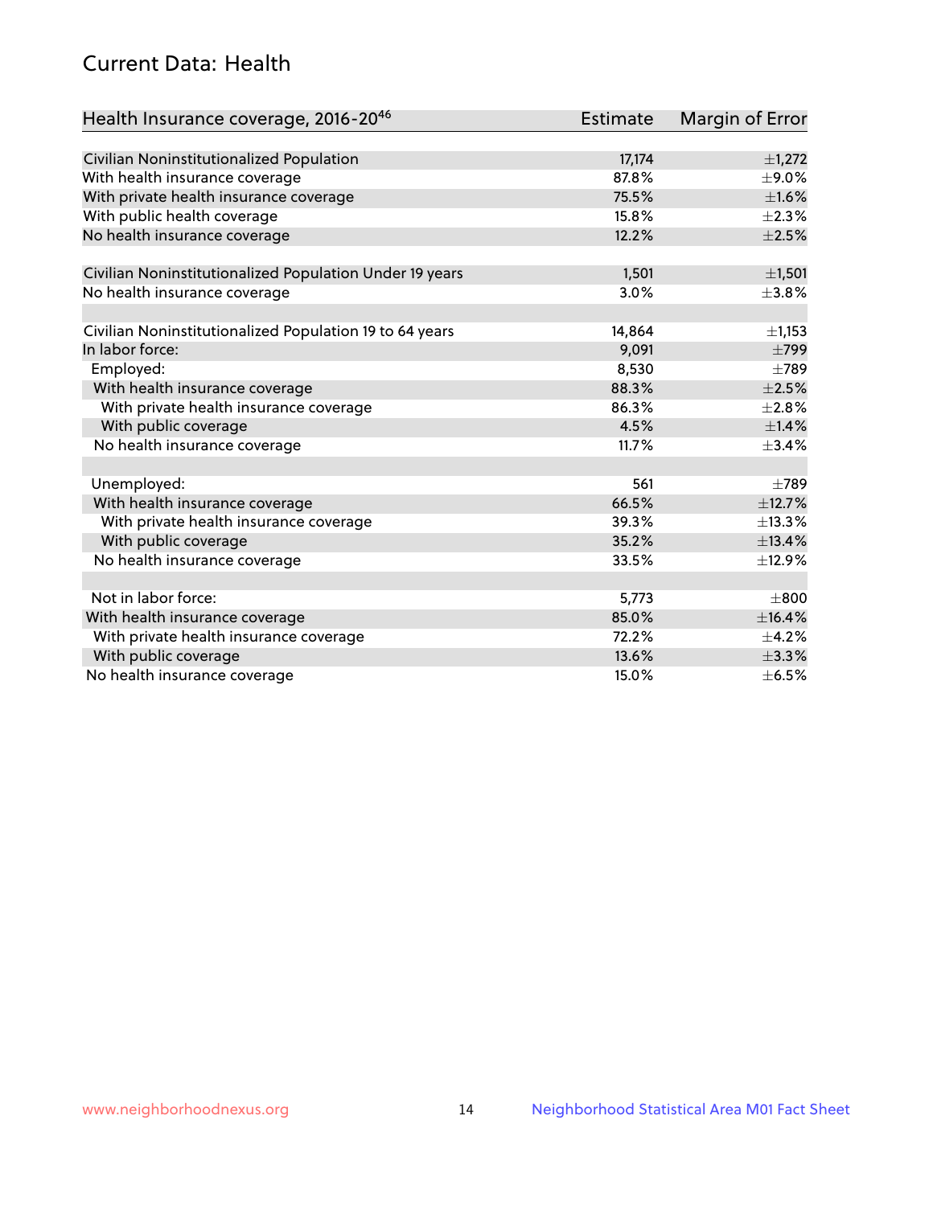## Current Data: Health

| Health Insurance coverage, 2016-20[46] | Estimate | Margin of Error |
|---|---|---|
| Civilian Noninstitutionalized Population | 17,174 | ±1,272 |
| With health insurance coverage | 87.8% | ±9.0% |
| With private health insurance coverage | 75.5% | ±1.6% |
| With public health coverage | 15.8% | ±2.3% |
| No health insurance coverage | 12.2% | ±2.5% |
| | | |
| Civilian Noninstitutionalized Population Under 19 years | 1,501 | ±1,501 |
| No health insurance coverage | 3.0% | ±3.8% |
| | | |
| Civilian Noninstitutionalized Population 19 to 64 years | 14,864 | ±1,153 |
| In labor force: | 9,091 | ±799 |
| Employed: | 8,530 | ±789 |
| With health insurance coverage | 88.3% | ±2.5% |
| With private health insurance coverage | 86.3% | ±2.8% |
| With public coverage | 4.5% | ±1.4% |
| No health insurance coverage | 11.7% | ±3.4% |
| | | |
| Unemployed: | 561 | ±789 |
| With health insurance coverage | 66.5% | ±12.7% |
| With private health insurance coverage | 39.3% | ±13.3% |
| With public coverage | 35.2% | ±13.4% |
| No health insurance coverage | 33.5% | ±12.9% |
| | | |
| Not in labor force: | 5,773 | ±800 |
| With health insurance coverage | 85.0% | ±16.4% |
| With private health insurance coverage | 72.2% | ±4.2% |
| With public coverage | 13.6% | ±3.3% |
| No health insurance coverage | 15.0% | ±6.5% |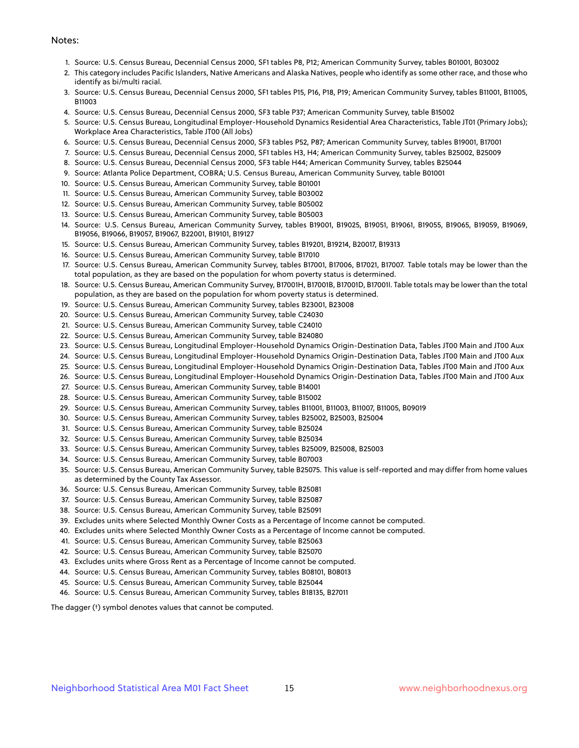Notes:

1. Source: U.S. Census Bureau, Decennial Census 2000, SF1 tables P8, P12; American Community Survey, tables B01001, B03002
2. This category includes Pacific Islanders, Native Americans and Alaska Natives, people who identify as some other race, and those who identify as bi/multi racial.
3. Source: U.S. Census Bureau, Decennial Census 2000, SF1 tables P15, P16, P18, P19; American Community Survey, tables B11001, B11005, B11003
4. Source: U.S. Census Bureau, Decennial Census 2000, SF3 table P37; American Community Survey, table B15002
5. Source: U.S. Census Bureau, Longitudinal Employer-Household Dynamics Residential Area Characteristics, Table JT01 (Primary Jobs); Workplace Area Characteristics, Table JT00 (All Jobs)
6. Source: U.S. Census Bureau, Decennial Census 2000, SF3 tables P52, P87; American Community Survey, tables B19001, B17001
7. Source: U.S. Census Bureau, Decennial Census 2000, SF1 tables H3, H4; American Community Survey, tables B25002, B25009
8. Source: U.S. Census Bureau, Decennial Census 2000, SF3 table H44; American Community Survey, tables B25044
9. Source: Atlanta Police Department, COBRA; U.S. Census Bureau, American Community Survey, table B01001
10. Source: U.S. Census Bureau, American Community Survey, table B01001
11. Source: U.S. Census Bureau, American Community Survey, table B03002
12. Source: U.S. Census Bureau, American Community Survey, table B05002
13. Source: U.S. Census Bureau, American Community Survey, table B05003
14. Source: U.S. Census Bureau, American Community Survey, tables B19001, B19025, B19051, B19061, B19055, B19065, B19059, B19069, B19056, B19066, B19057, B19067, B22001, B19101, B19127
15. Source: U.S. Census Bureau, American Community Survey, tables B19201, B19214, B20017, B19313
16. Source: U.S. Census Bureau, American Community Survey, table B17010
17. Source: U.S. Census Bureau, American Community Survey, tables B17001, B17006, B17021, B17007. Table totals may be lower than the total population, as they are based on the population for whom poverty status is determined.
18. Source: U.S. Census Bureau, American Community Survey, B17001H, B17001B, B17001D, B17001I. Table totals may be lower than the total population, as they are based on the population for whom poverty status is determined.
19. Source: U.S. Census Bureau, American Community Survey, tables B23001, B23008
20. Source: U.S. Census Bureau, American Community Survey, table C24030
21. Source: U.S. Census Bureau, American Community Survey, table C24010
22. Source: U.S. Census Bureau, American Community Survey, table B24080
23. Source: U.S. Census Bureau, Longitudinal Employer-Household Dynamics Origin-Destination Data, Tables JT00 Main and JT00 Aux
24. Source: U.S. Census Bureau, Longitudinal Employer-Household Dynamics Origin-Destination Data, Tables JT00 Main and JT00 Aux
25. Source: U.S. Census Bureau, Longitudinal Employer-Household Dynamics Origin-Destination Data, Tables JT00 Main and JT00 Aux
26. Source: U.S. Census Bureau, Longitudinal Employer-Household Dynamics Origin-Destination Data, Tables JT00 Main and JT00 Aux
27. Source: U.S. Census Bureau, American Community Survey, table B14001
28. Source: U.S. Census Bureau, American Community Survey, table B15002
29. Source: U.S. Census Bureau, American Community Survey, tables B11001, B11003, B11007, B11005, B09019
30. Source: U.S. Census Bureau, American Community Survey, tables B25002, B25003, B25004
31. Source: U.S. Census Bureau, American Community Survey, table B25024
32. Source: U.S. Census Bureau, American Community Survey, table B25034
33. Source: U.S. Census Bureau, American Community Survey, tables B25009, B25008, B25003
34. Source: U.S. Census Bureau, American Community Survey, table B07003
35. Source: U.S. Census Bureau, American Community Survey, table B25075. This value is self-reported and may differ from home values as determined by the County Tax Assessor.
36. Source: U.S. Census Bureau, American Community Survey, table B25081
37. Source: U.S. Census Bureau, American Community Survey, table B25087
38. Source: U.S. Census Bureau, American Community Survey, table B25091
39. Excludes units where Selected Monthly Owner Costs as a Percentage of Income cannot be computed.
40. Excludes units where Selected Monthly Owner Costs as a Percentage of Income cannot be computed.
41. Source: U.S. Census Bureau, American Community Survey, table B25063
42. Source: U.S. Census Bureau, American Community Survey, table B25070
43. Excludes units where Gross Rent as a Percentage of Income cannot be computed.
44. Source: U.S. Census Bureau, American Community Survey, tables B08101, B08013
45. Source: U.S. Census Bureau, American Community Survey, table B25044
46. Source: U.S. Census Bureau, American Community Survey, tables B18135, B27011

The dagger (†) symbol denotes values that cannot be computed.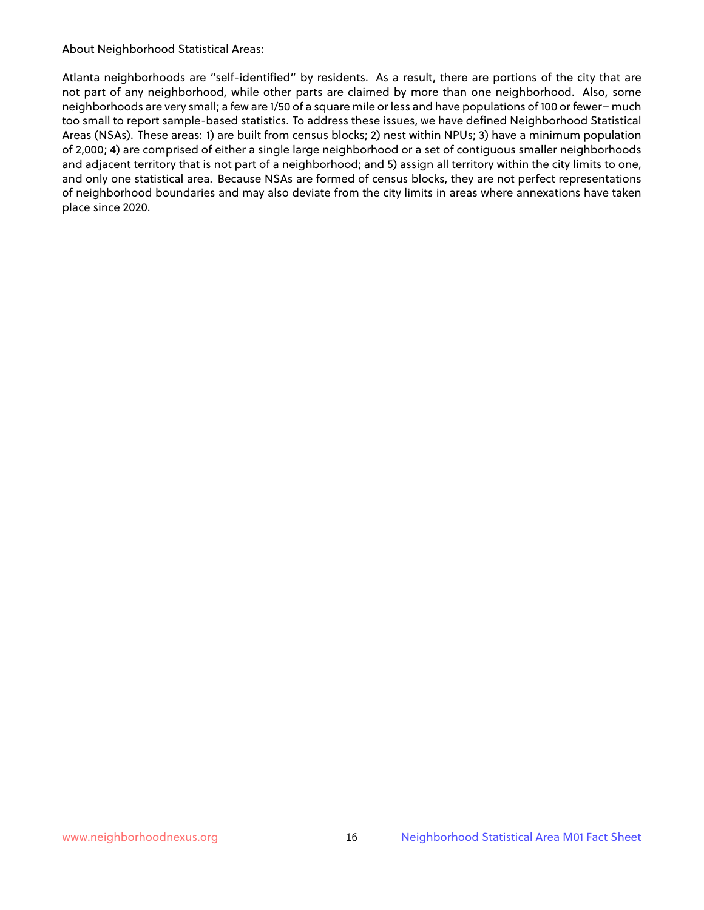About Neighborhood Statistical Areas:

Atlanta neighborhoods are "self-identified" by residents. As a result, there are portions of the city that are not part of any neighborhood, while other parts are claimed by more than one neighborhood. Also, some neighborhoods are very small; a few are 1/50 of a square mile or less and have populations of 100 or fewer– much too small to report sample-based statistics. To address these issues, we have defined Neighborhood Statistical Areas (NSAs). These areas: 1) are built from census blocks; 2) nest within NPUs; 3) have a minimum population of 2,000; 4) are comprised of either a single large neighborhood or a set of contiguous smaller neighborhoods and adjacent territory that is not part of a neighborhood; and 5) assign all territory within the city limits to one, and only one statistical area. Because NSAs are formed of census blocks, they are not perfect representations of neighborhood boundaries and may also deviate from the city limits in areas where annexations have taken place since 2020.